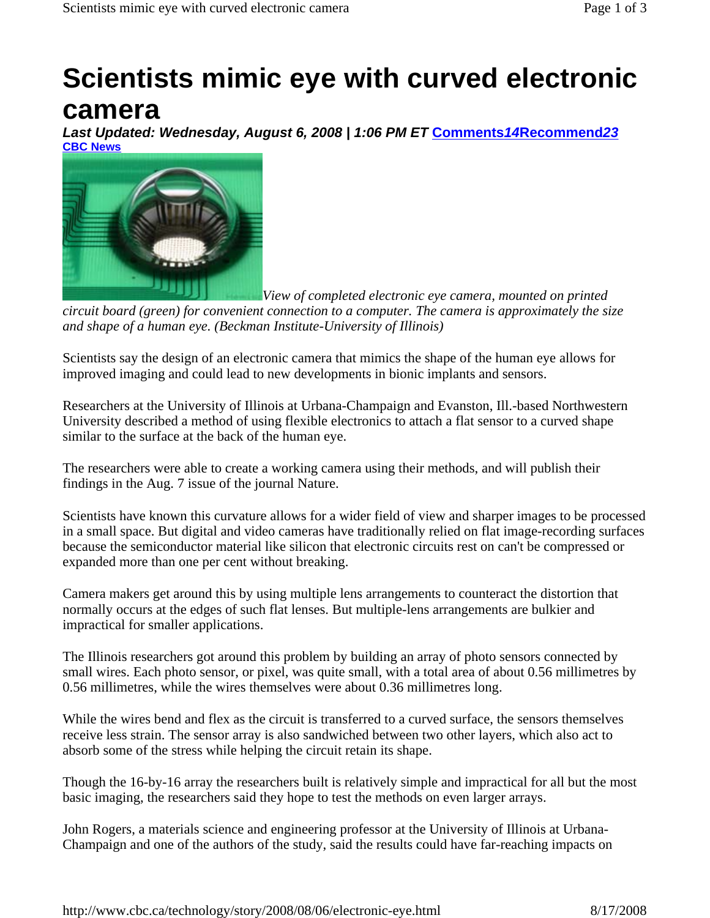# Scientists mimic eye with curved electronic camera

***Last Updated: Wednesday, August 6, 2008 | 1:06 PM ET*** **Comments*14*Recommend*23***

**CBC News**

*View of completed electronic eye camera, mounted on printed circuit board (green) for convenient connection to a computer. The camera is approximately the size and shape of a human eye. (Beckman Institute-University of Illinois)*

Scientists say the design of an electronic camera that mimics the shape of the human eye allows for improved imaging and could lead to new developments in bionic implants and sensors.

Researchers at the University of Illinois at Urbana-Champaign and Evanston, Ill.-based Northwestern University described a method of using flexible electronics to attach a flat sensor to a curved shape similar to the surface at the back of the human eye.

The researchers were able to create a working camera using their methods, and will publish their findings in the Aug. 7 issue of the journal Nature.

Scientists have known this curvature allows for a wider field of view and sharper images to be processed in a small space. But digital and video cameras have traditionally relied on flat image-recording surfaces because the semiconductor material like silicon that electronic circuits rest on can't be compressed or expanded more than one per cent without breaking.

Camera makers get around this by using multiple lens arrangements to counteract the distortion that normally occurs at the edges of such flat lenses. But multiple-lens arrangements are bulkier and impractical for smaller applications.

The Illinois researchers got around this problem by building an array of photo sensors connected by small wires. Each photo sensor, or pixel, was quite small, with a total area of about 0.56 millimetres by 0.56 millimetres, while the wires themselves were about 0.36 millimetres long.

While the wires bend and flex as the circuit is transferred to a curved surface, the sensors themselves receive less strain. The sensor array is also sandwiched between two other layers, which also act to absorb some of the stress while helping the circuit retain its shape.

Though the 16-by-16 array the researchers built is relatively simple and impractical for all but the most basic imaging, the researchers said they hope to test the methods on even larger arrays.

John Rogers, a materials science and engineering professor at the University of Illinois at Urbana-Champaign and one of the authors of the study, said the results could have far-reaching impacts on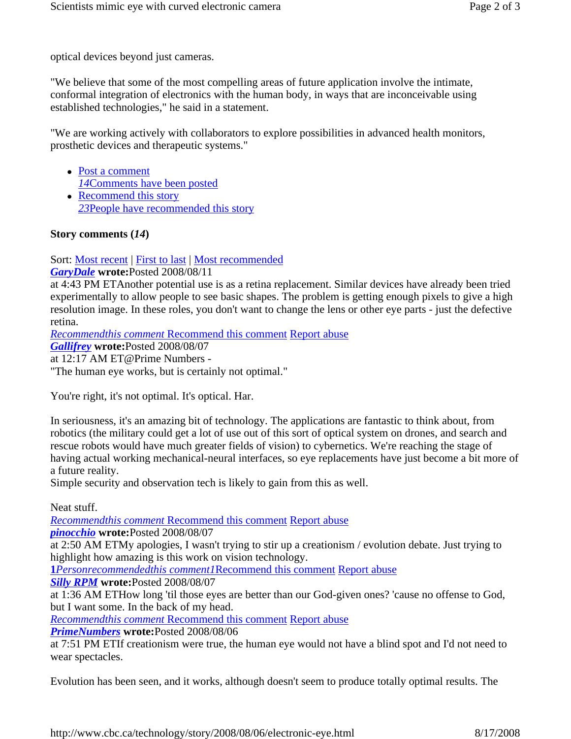optical devices beyond just cameras.

"We believe that some of the most compelling areas of future application involve the intimate, conformal integration of electronics with the human body, in ways that are inconceivable using established technologies," he said in a statement.

"We are working actively with collaborators to explore possibilities in advanced health monitors, prosthetic devices and therapeutic systems."

- Post a comment
  *14*Comments have been posted
- Recommend this story
  *23*People have recommended this story

**Story comments (*14*)**

Sort: Most recent | First to last | Most recommended

***GaryDale*** **wrote:**Posted 2008/08/11
at 4:43 PM ETAnother potential use is as a retina replacement. Similar devices have already been tried experimentally to allow people to see basic shapes. The problem is getting enough pixels to give a high resolution image. In these roles, you don't want to change the lens or other eye parts - just the defective retina.

*Recommendthis comment* Recommend this comment Report abuse

***Gallifrey*** **wrote:**Posted 2008/08/07
at 12:17 AM ET@Prime Numbers -
"The human eye works, but is certainly not optimal."

You're right, it's not optimal. It's optical. Har.

In seriousness, it's an amazing bit of technology. The applications are fantastic to think about, from robotics (the military could get a lot of use out of this sort of optical system on drones, and search and rescue robots would have much greater fields of vision) to cybernetics. We're reaching the stage of having actual working mechanical-neural interfaces, so eye replacements have just become a bit more of a future reality.
Simple security and observation tech is likely to gain from this as well.

Neat stuff.

*Recommendthis comment* Recommend this comment Report abuse

***pinocchio*** **wrote:**Posted 2008/08/07
at 2:50 AM ETMy apologies, I wasn't trying to stir up a creationism / evolution debate. Just trying to highlight how amazing is this work on vision technology.

**1***Personrecommendedthis comment1*Recommend this comment Report abuse

***Silly RPM*** **wrote:**Posted 2008/08/07
at 1:36 AM ETHow long 'til those eyes are better than our God-given ones? 'cause no offense to God, but I want some. In the back of my head.

*Recommendthis comment* Recommend this comment Report abuse

***PrimeNumbers*** **wrote:**Posted 2008/08/06
at 7:51 PM ETIf creationism were true, the human eye would not have a blind spot and I'd not need to wear spectacles.

Evolution has been seen, and it works, although doesn't seem to produce totally optimal results. The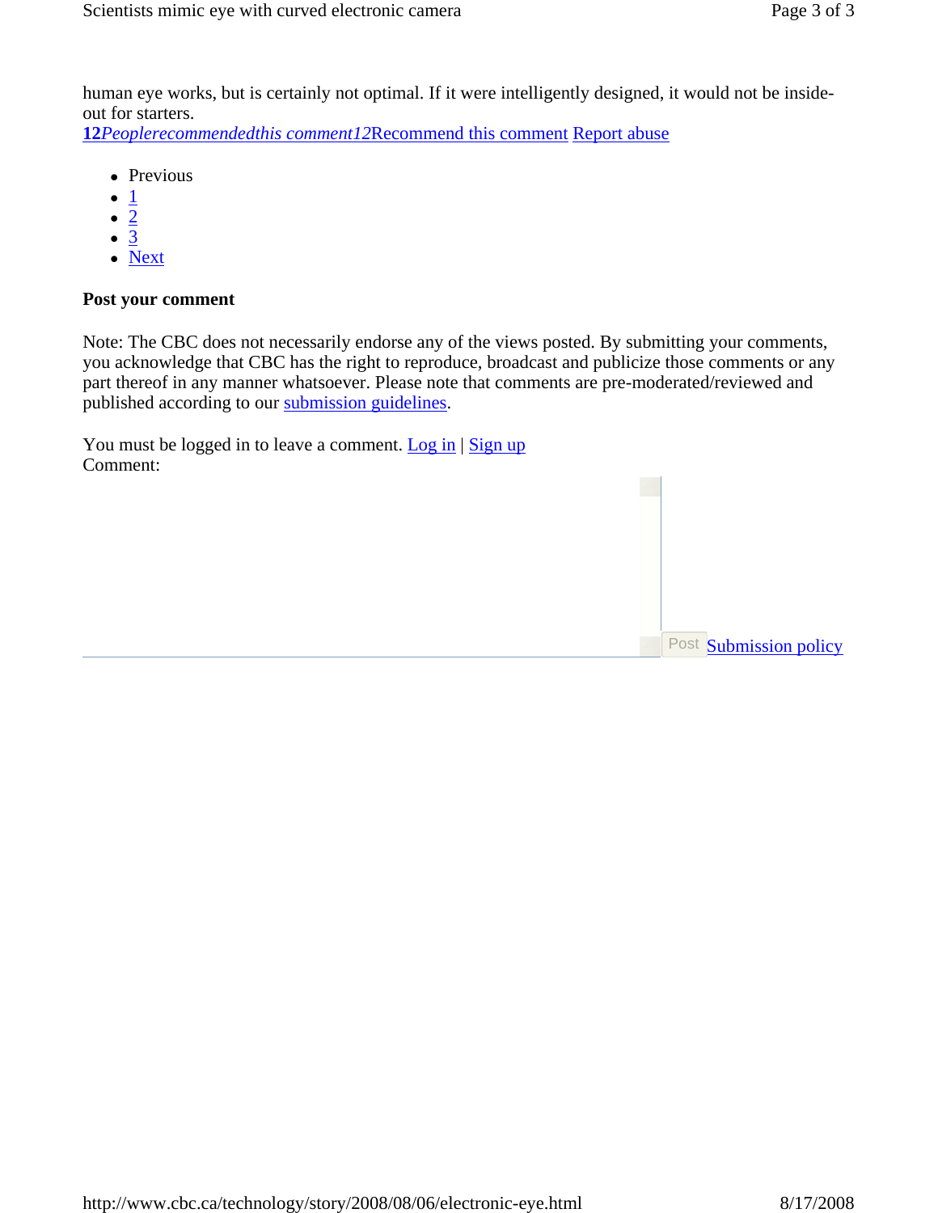human eye works, but is certainly not optimal. If it were intelligently designed, it would not be inside-out for starters.
**12***Peoplerecommendedthis comment12*Recommend this comment Report abuse

- Previous
- 1
- 2
- 3
- Next

**Post your comment**

Note: The CBC does not necessarily endorse any of the views posted. By submitting your comments, you acknowledge that CBC has the right to reproduce, broadcast and publicize those comments or any part thereof in any manner whatsoever. Please note that comments are pre-moderated/reviewed and published according to our submission guidelines.

You must be logged in to leave a comment. Log in | Sign up
Comment:

Post Submission policy